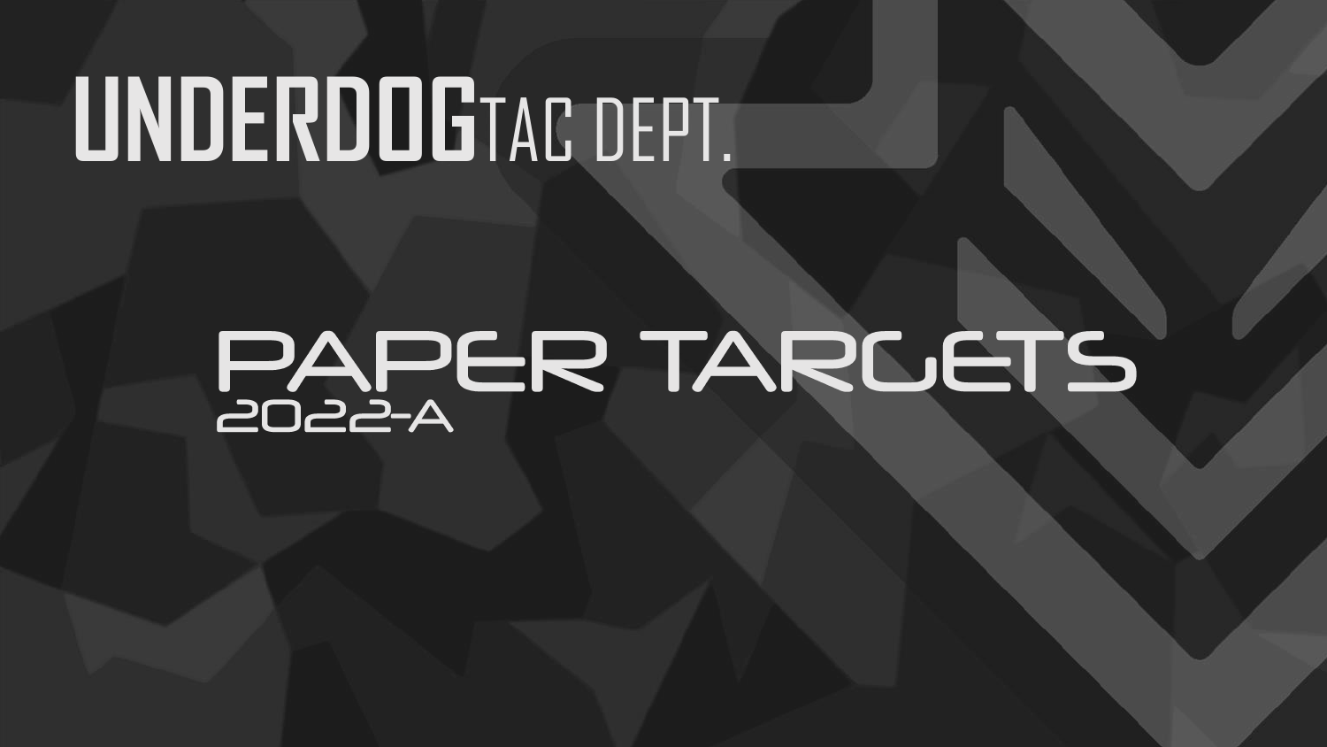# UNDERDOG TAC DEPT.

## PAPER TARGETS

2022-A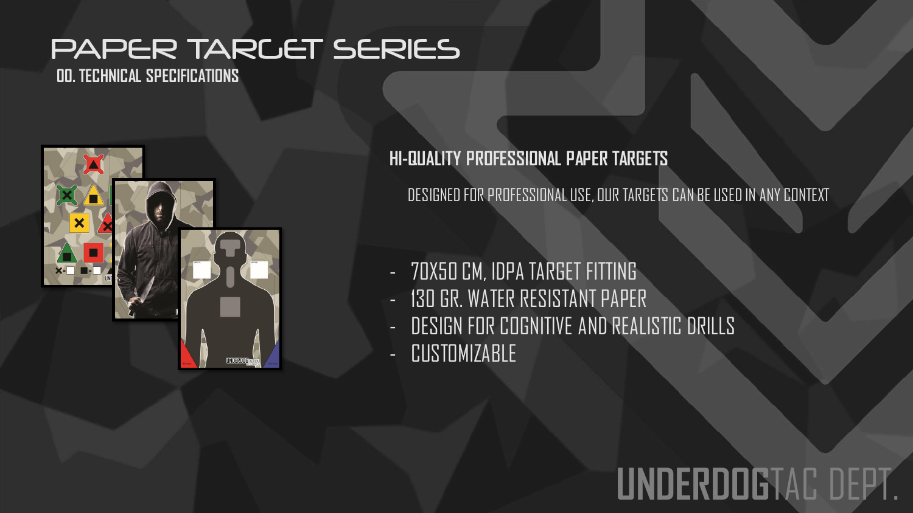# PAPER TARGET SERIES

## 00. TECHNICAL SPECIFICATIONS

### HI-QUALITY PROFESSIONAL PAPER TARGETS

DESIGNED FOR PROFESSIONAL USE, OUR TARGETS CAN BE USED IN ANY CONTEXT

- 70X50 CM, IDPA TARGET FITTING
- 130 GR. WATER RESISTANT PAPER
- DESIGN FOR COGNITIVE AND REALISTIC DRILLS
- CUSTOMIZABLE

UNDERDOGTAC DEPT.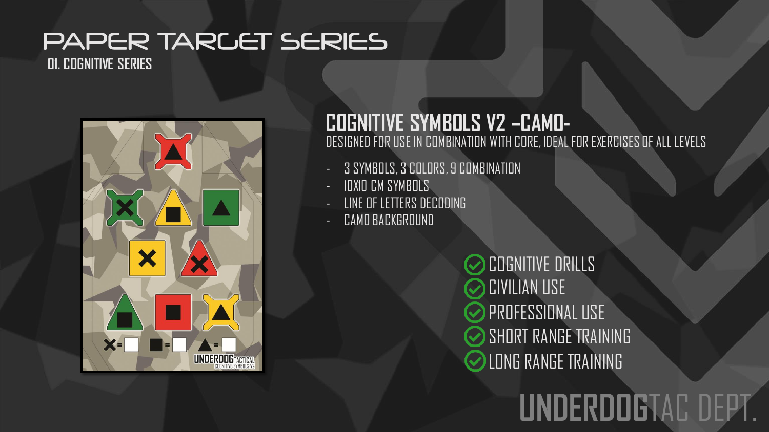# PAPER TARGET SERIES

## 01. COGNITIVE SERIES

### COGNITIVE SYMBOLS V2 –CAMO-

DESIGNED FOR USE IN COMBINATION WITH CORE, IDEAL FOR EXERCISES OF ALL LEVELS

- 3 SYMBOLS, 3 COLORS, 9 COMBINATION
- 10X10 CM SYMBOLS
- LINE OF LETTERS DECODING
- CAMO BACKGROUND

- ✓ COGNITIVE DRILLS
- ✓ CIVILIAN USE
- ✓ PROFESSIONAL USE
- ✓ SHORT RANGE TRAINING
- ✓ LONG RANGE TRAINING

UNDERDOGTAC DEPT.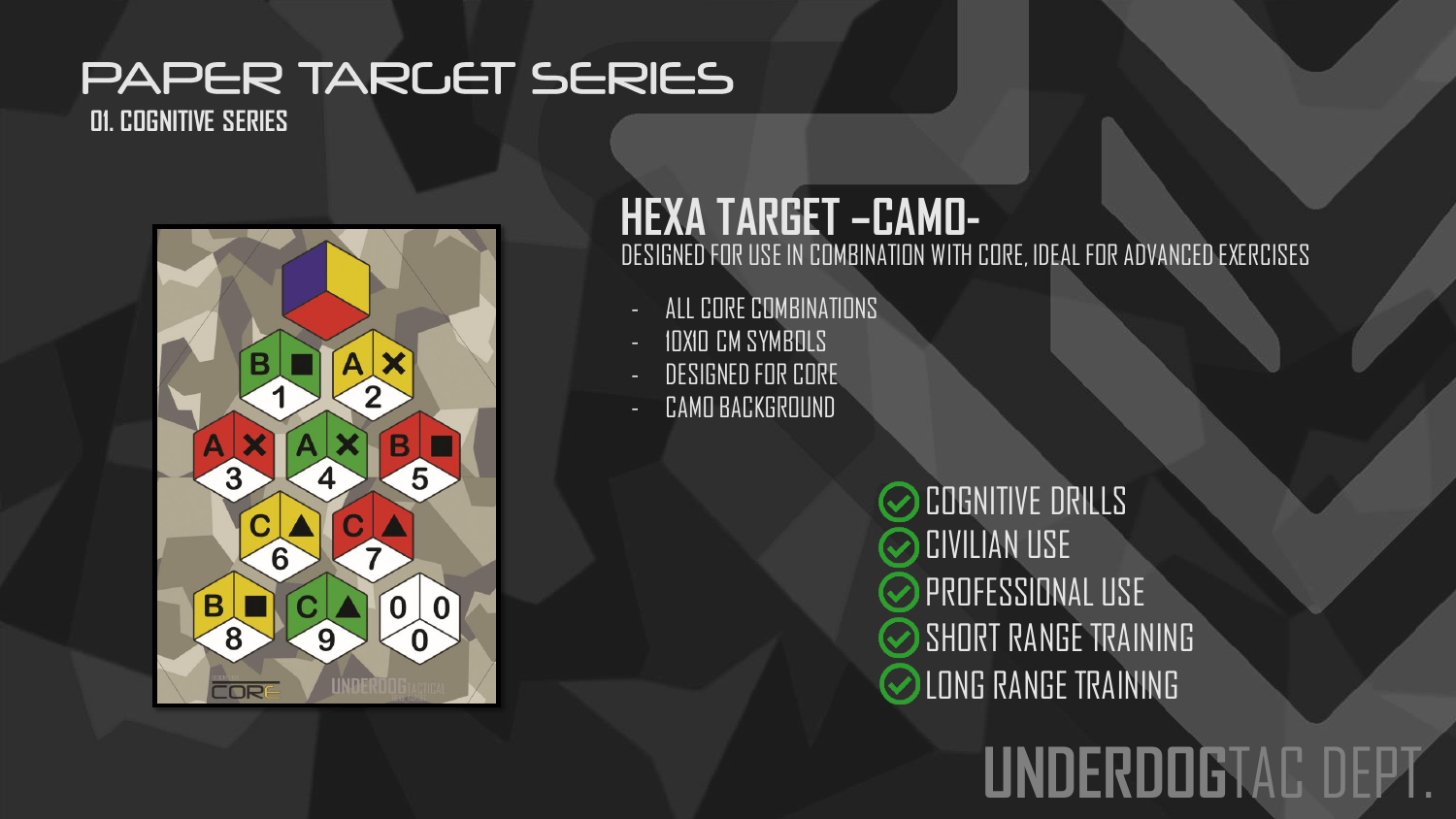# PAPER TARGET SERIES

01. COGNITIVE SERIES

## HEXA TARGET –CAMO-

DESIGNED FOR USE IN COMBINATION WITH CORE, IDEAL FOR ADVANCED EXERCISES

- ALL CORE COMBINATIONS
- 10X10 CM SYMBOLS
- DESIGNED FOR CORE
- CAMO BACKGROUND

- ✓ COGNITIVE DRILLS
- ✓ CIVILIAN USE
- ✓ PROFESSIONAL USE
- ✓ SHORT RANGE TRAINING
- ✓ LONG RANGE TRAINING

UNDERDOGTAC DEPT.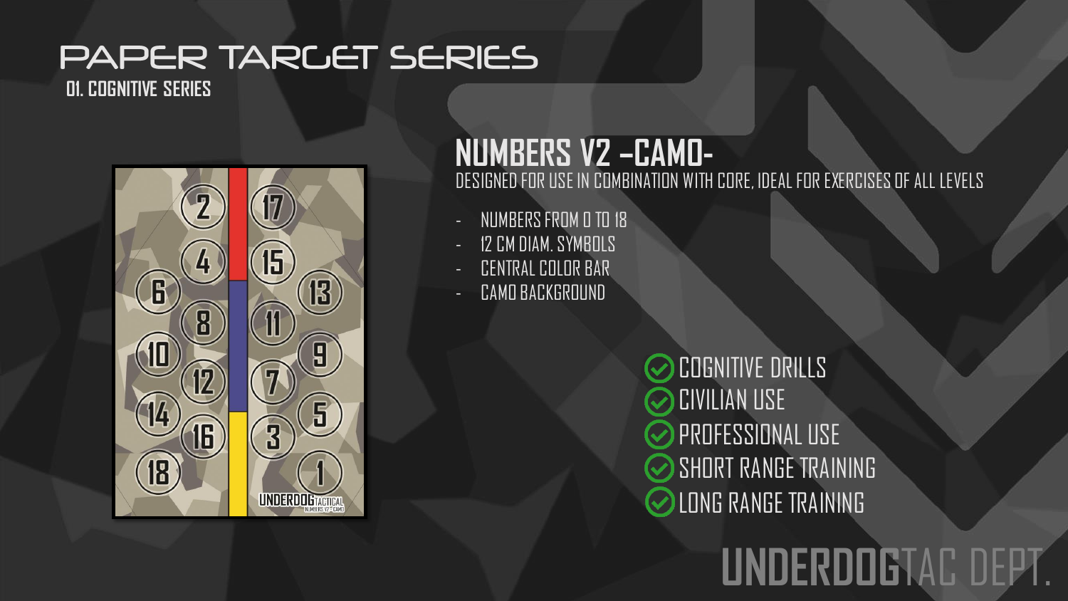# PAPER TARGET SERIES

**01. COGNITIVE SERIES**

## NUMBERS V2 –CAMO-

DESIGNED FOR USE IN COMBINATION WITH CORE, IDEAL FOR EXERCISES OF ALL LEVELS

- NUMBERS FROM 0 TO 18
- 12 CM DIAM. SYMBOLS
- CENTRAL COLOR BAR
- CAMO BACKGROUND

- ✓ COGNITIVE DRILLS
- ✓ CIVILIAN USE
- ✓ PROFESSIONAL USE
- ✓ SHORT RANGE TRAINING
- ✓ LONG RANGE TRAINING

UNDERDOGTAC DEPT.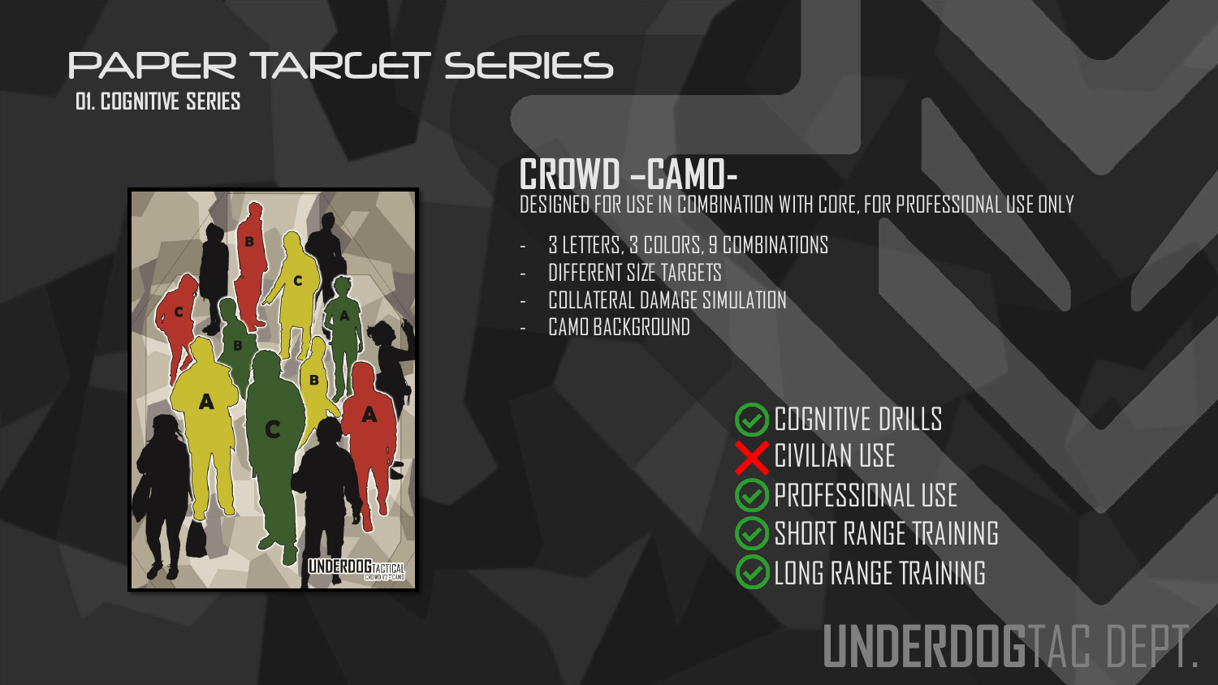# PAPER TARGET SERIES

## 01. COGNITIVE SERIES

## CROWD –CAMO-

DESIGNED FOR USE IN COMBINATION WITH CORE, FOR PROFESSIONAL USE ONLY

- 3 LETTERS, 3 COLORS, 9 COMBINATIONS
- DIFFERENT SIZE TARGETS
- COLLATERAL DAMAGE SIMULATION
- CAMO BACKGROUND

✓ COGNITIVE DRILLS
✗ CIVILIAN USE
✓ PROFESSIONAL USE
✓ SHORT RANGE TRAINING
✓ LONG RANGE TRAINING

UNDERDOGTAC DEPT.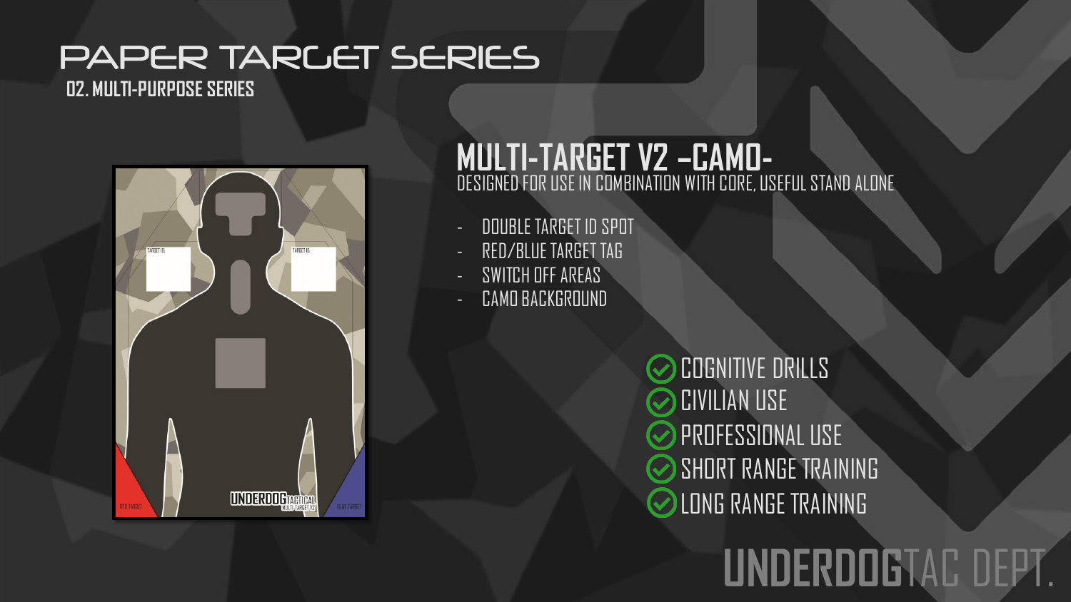# PAPER TARGET SERIES

**02. MULTI-PURPOSE SERIES**

## MULTI-TARGET V2 –CAMO-

DESIGNED FOR USE IN COMBINATION WITH CORE, USEFUL STAND ALONE

- DOUBLE TARGET ID SPOT
- RED/BLUE TARGET TAG
- SWITCH OFF AREAS
- CAMO BACKGROUND

- ✅ COGNITIVE DRILLS
- ✅ CIVILIAN USE
- ✅ PROFESSIONAL USE
- ✅ SHORT RANGE TRAINING
- ✅ LONG RANGE TRAINING

UNDERDOGTAC DEPT.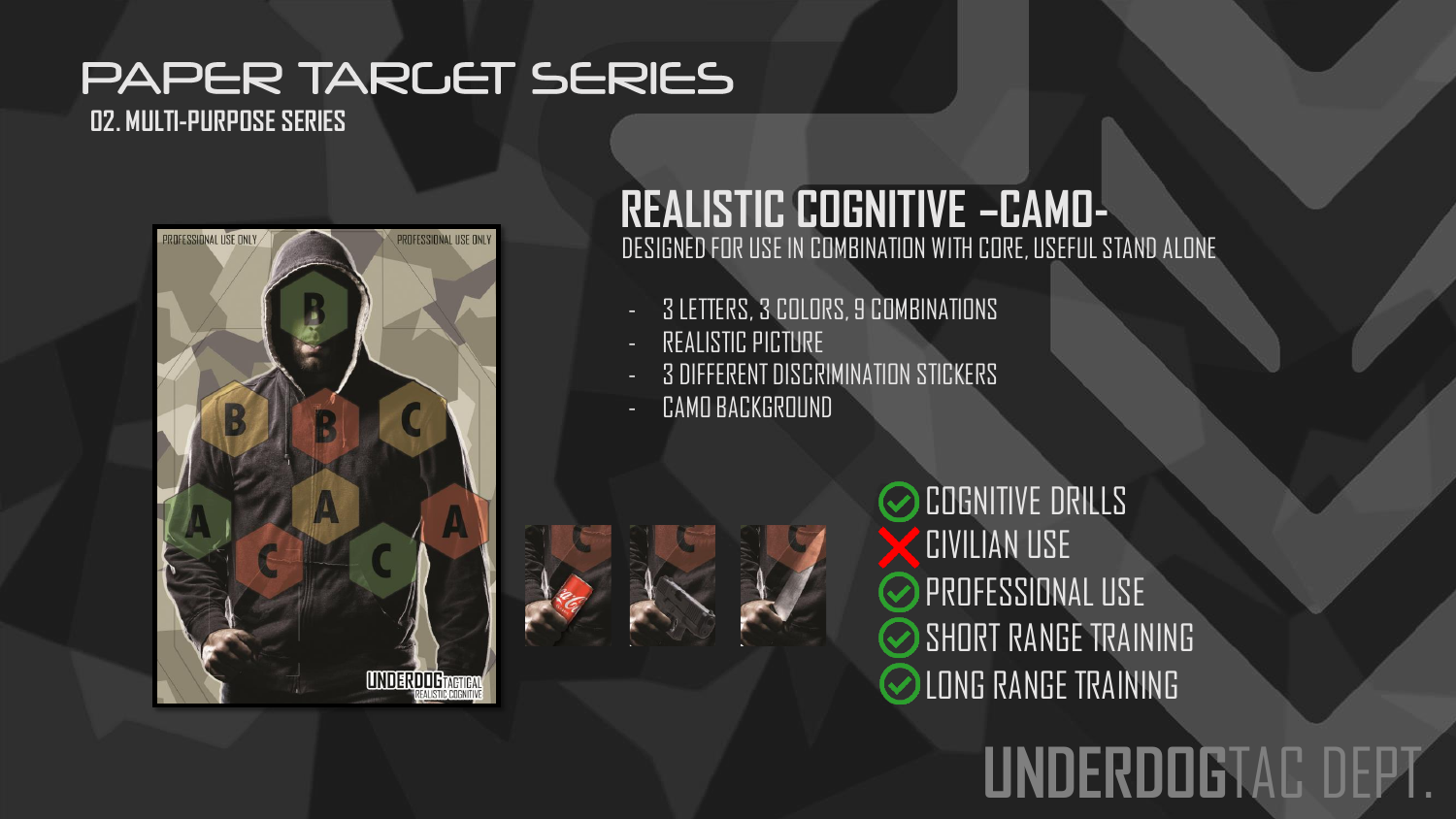# PAPER TARGET SERIES

**02. MULTI-PURPOSE SERIES**

## REALISTIC COGNITIVE –CAMO-

DESIGNED FOR USE IN COMBINATION WITH CORE, USEFUL STAND ALONE

- 3 LETTERS, 3 COLORS, 9 COMBINATIONS
- REALISTIC PICTURE
- 3 DIFFERENT DISCRIMINATION STICKERS
- CAMO BACKGROUND

✓ COGNITIVE DRILLS
✗ CIVILIAN USE
✓ PROFESSIONAL USE
✓ SHORT RANGE TRAINING
✓ LONG RANGE TRAINING

UNDERDOGTAC DEPT.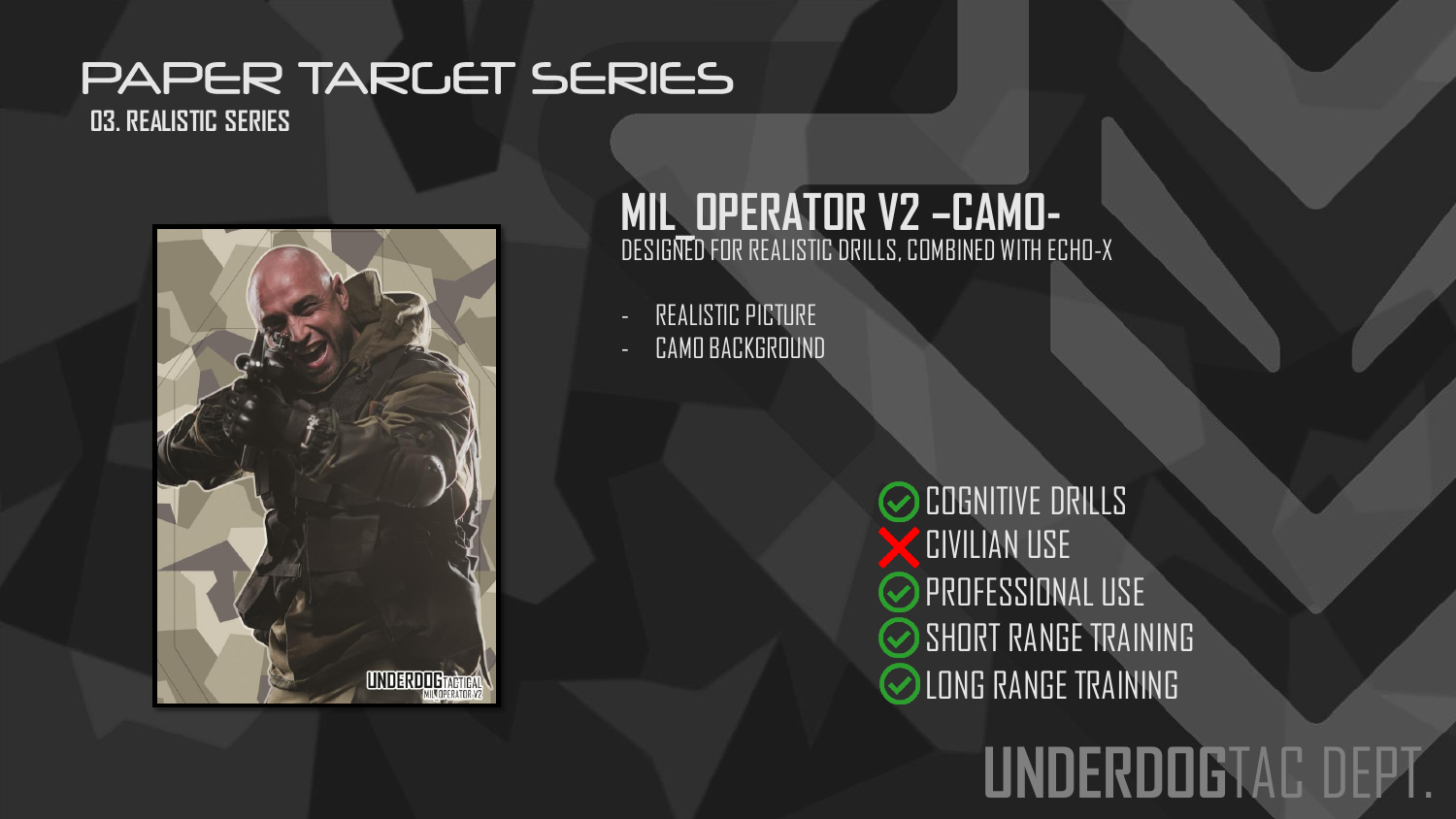# PAPER TARGET SERIES

**03. REALISTIC SERIES**

## MIL_OPERATOR V2 –CAMO-

DESIGNED FOR REALISTIC DRILLS, COMBINED WITH ECHO-X

- REALISTIC PICTURE
- CAMO BACKGROUND

- ✅ COGNITIVE DRILLS
- ❌ CIVILIAN USE
- ✅ PROFESSIONAL USE
- ✅ SHORT RANGE TRAINING
- ✅ LONG RANGE TRAINING

UNDERDOGTAC DEPT.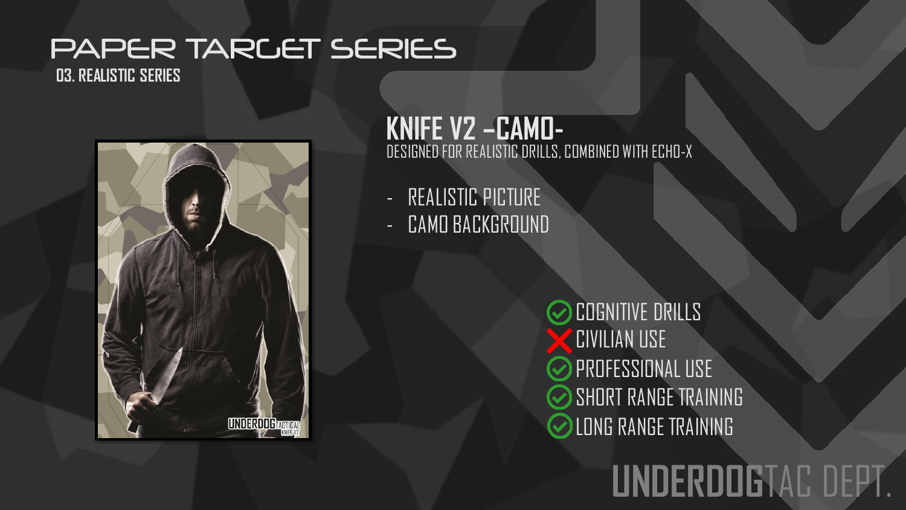# PAPER TARGET SERIES

**03. REALISTIC SERIES**

## KNIFE V2 –CAMO-

DESIGNED FOR REALISTIC DRILLS, COMBINED WITH ECHO-X

- REALISTIC PICTURE
- CAMO BACKGROUND

✅ COGNITIVE DRILLS
❌ CIVILIAN USE
✅ PROFESSIONAL USE
✅ SHORT RANGE TRAINING
✅ LONG RANGE TRAINING

UNDERDOGTAC DEPT.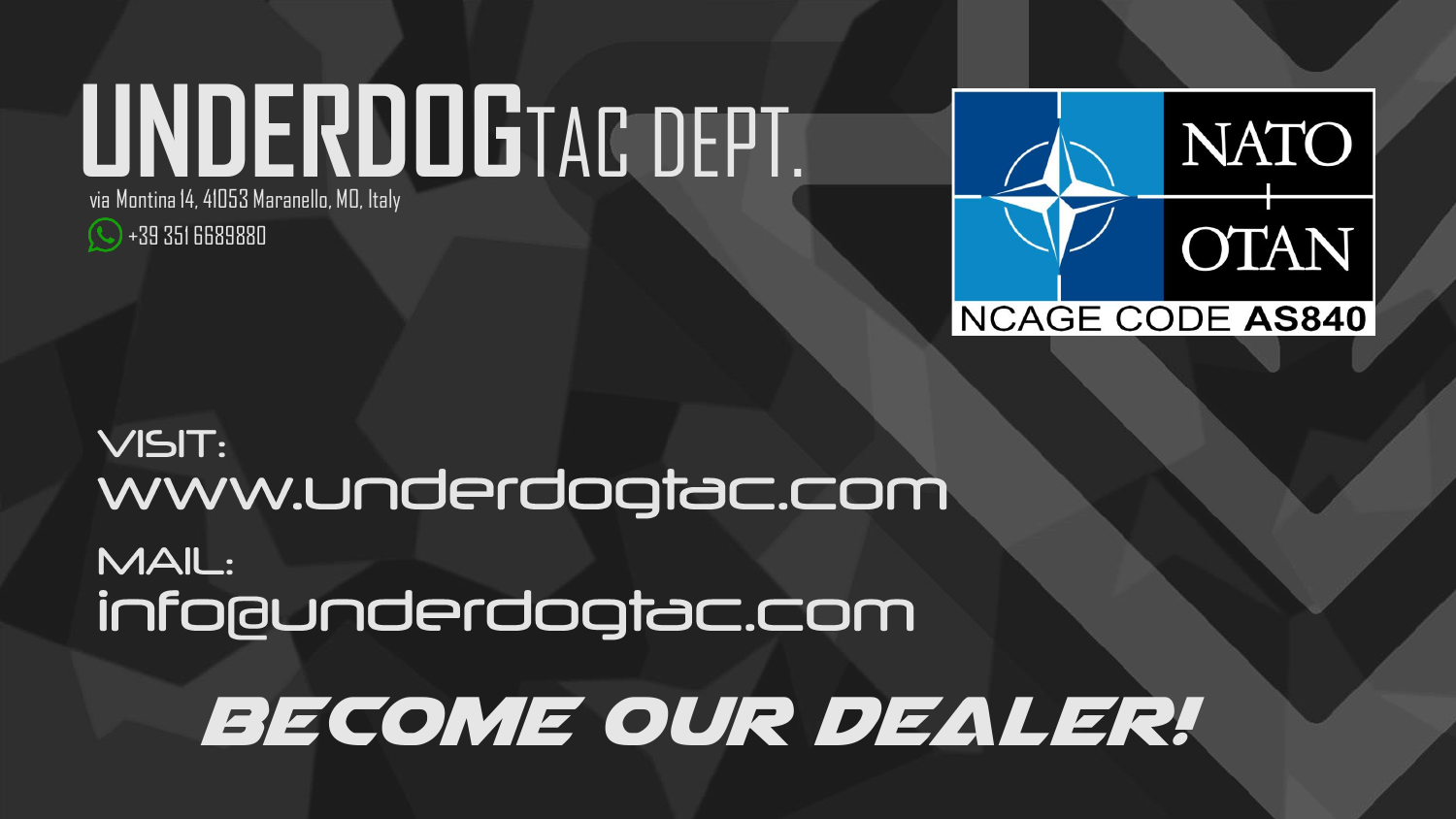# UNDERDOG TAC DEPT.

via Montina 14, 41053 Maranello, MO, Italy

+39 351 6689880

NATO OTAN

NCAGE CODE **AS840**

VISIT:

www.underdogtac.com

MAIL:

info@underdogtac.com

## BECOME OUR DEALER!